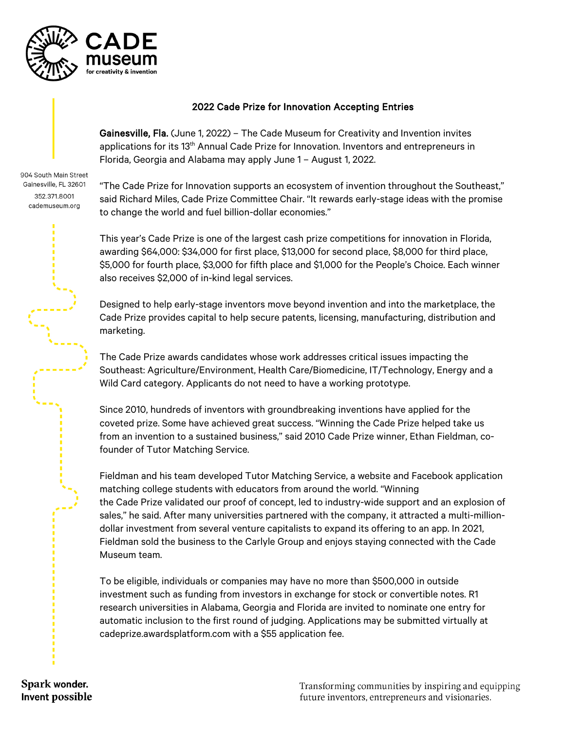CADE museum for creativity & invention

904 South Main Street
Gainesville, FL 32601
352.371.8001
cademuseum.org

## 2022 Cade Prize for Innovation Accepting Entries

**Gainesville, Fla.** (June 1, 2022) – The Cade Museum for Creativity and Invention invites applications for its 13th Annual Cade Prize for Innovation. Inventors and entrepreneurs in Florida, Georgia and Alabama may apply June 1 – August 1, 2022.

"The Cade Prize for Innovation supports an ecosystem of invention throughout the Southeast," said Richard Miles, Cade Prize Committee Chair. "It rewards early-stage ideas with the promise to change the world and fuel billion-dollar economies."

This year's Cade Prize is one of the largest cash prize competitions for innovation in Florida, awarding $64,000: $34,000 for first place, $13,000 for second place, $8,000 for third place, $5,000 for fourth place, $3,000 for fifth place and $1,000 for the People's Choice. Each winner also receives $2,000 of in-kind legal services.

Designed to help early-stage inventors move beyond invention and into the marketplace, the Cade Prize provides capital to help secure patents, licensing, manufacturing, distribution and marketing.

The Cade Prize awards candidates whose work addresses critical issues impacting the Southeast: Agriculture/Environment, Health Care/Biomedicine, IT/Technology, Energy and a Wild Card category. Applicants do not need to have a working prototype.

Since 2010, hundreds of inventors with groundbreaking inventions have applied for the coveted prize. Some have achieved great success. "Winning the Cade Prize helped take us from an invention to a sustained business," said 2010 Cade Prize winner, Ethan Fieldman, co-founder of Tutor Matching Service.

Fieldman and his team developed Tutor Matching Service, a website and Facebook application matching college students with educators from around the world. "Winning the Cade Prize validated our proof of concept, led to industry-wide support and an explosion of sales," he said. After many universities partnered with the company, it attracted a multi-million-dollar investment from several venture capitalists to expand its offering to an app. In 2021, Fieldman sold the business to the Carlyle Group and enjoys staying connected with the Cade Museum team.

To be eligible, individuals or companies may have no more than $500,000 in outside investment such as funding from investors in exchange for stock or convertible notes. R1 research universities in Alabama, Georgia and Florida are invited to nominate one entry for automatic inclusion to the first round of judging. Applications may be submitted virtually at cadeprize.awardsplatform.com with a $55 application fee.

**Spark wonder.
Invent possible**

Transforming communities by inspiring and equipping future inventors, entrepreneurs and visionaries.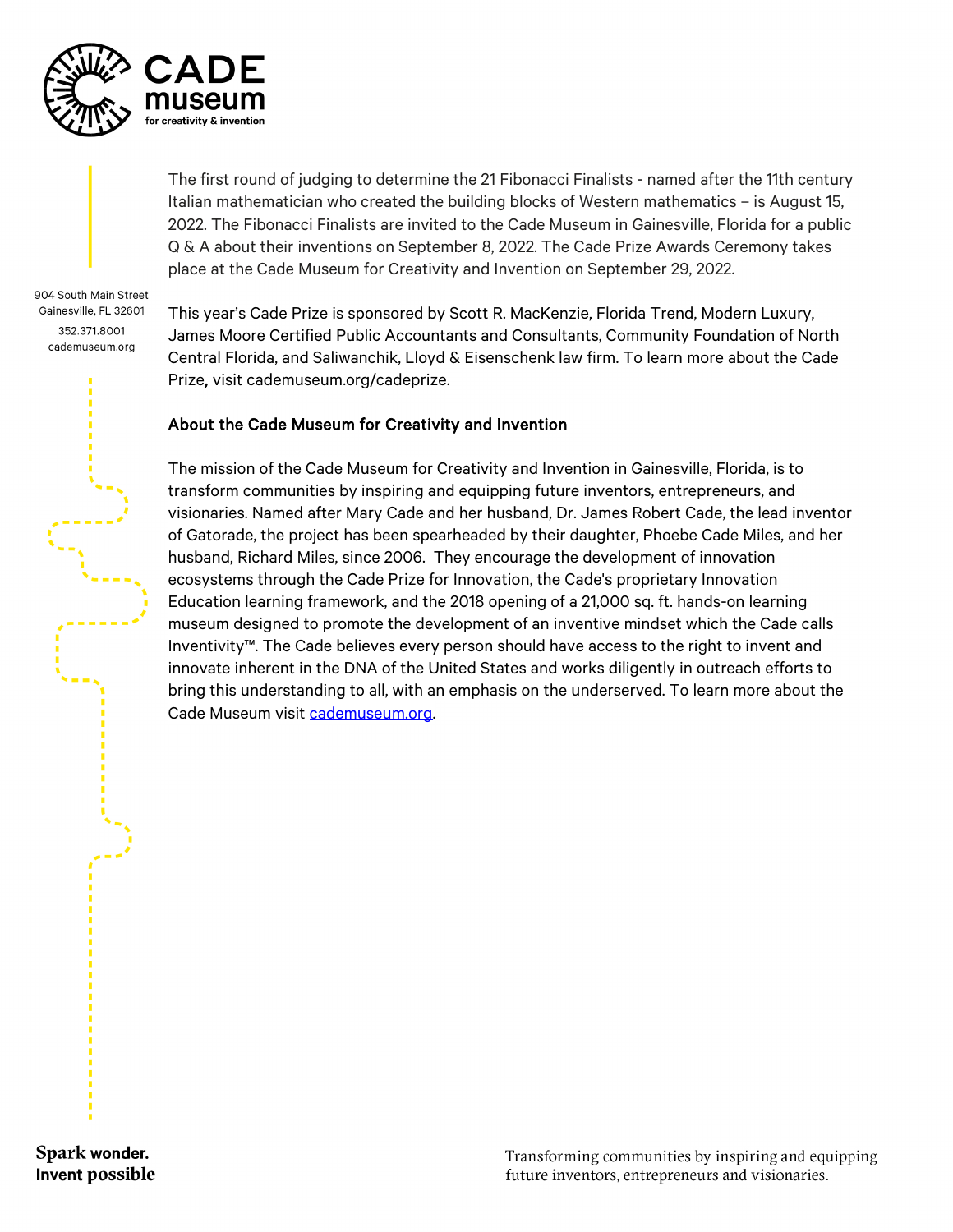The first round of judging to determine the 21 Fibonacci Finalists - named after the 11th century Italian mathematician who created the building blocks of Western mathematics – is August 15, 2022. The Fibonacci Finalists are invited to the Cade Museum in Gainesville, Florida for a public Q & A about their inventions on September 8, 2022. The Cade Prize Awards Ceremony takes place at the Cade Museum for Creativity and Invention on September 29, 2022.

This year's Cade Prize is sponsored by Scott R. MacKenzie, Florida Trend, Modern Luxury, James Moore Certified Public Accountants and Consultants, Community Foundation of North Central Florida, and Saliwanchik, Lloyd & Eisenschenk law firm. To learn more about the Cade Prize**,** visit cademuseum.org/cadeprize.

### About the Cade Museum for Creativity and Invention

The mission of the Cade Museum for Creativity and Invention in Gainesville, Florida, is to transform communities by inspiring and equipping future inventors, entrepreneurs, and visionaries. Named after Mary Cade and her husband, Dr. James Robert Cade, the lead inventor of Gatorade, the project has been spearheaded by their daughter, Phoebe Cade Miles, and her husband, Richard Miles, since 2006. They encourage the development of innovation ecosystems through the Cade Prize for Innovation, the Cade's proprietary Innovation Education learning framework, and the 2018 opening of a 21,000 sq. ft. hands-on learning museum designed to promote the development of an inventive mindset which the Cade calls Inventivity™. The Cade believes every person should have access to the right to invent and innovate inherent in the DNA of the United States and works diligently in outreach efforts to bring this understanding to all, with an emphasis on the underserved. To learn more about the Cade Museum visit [cademuseum.org](cademuseum.org).